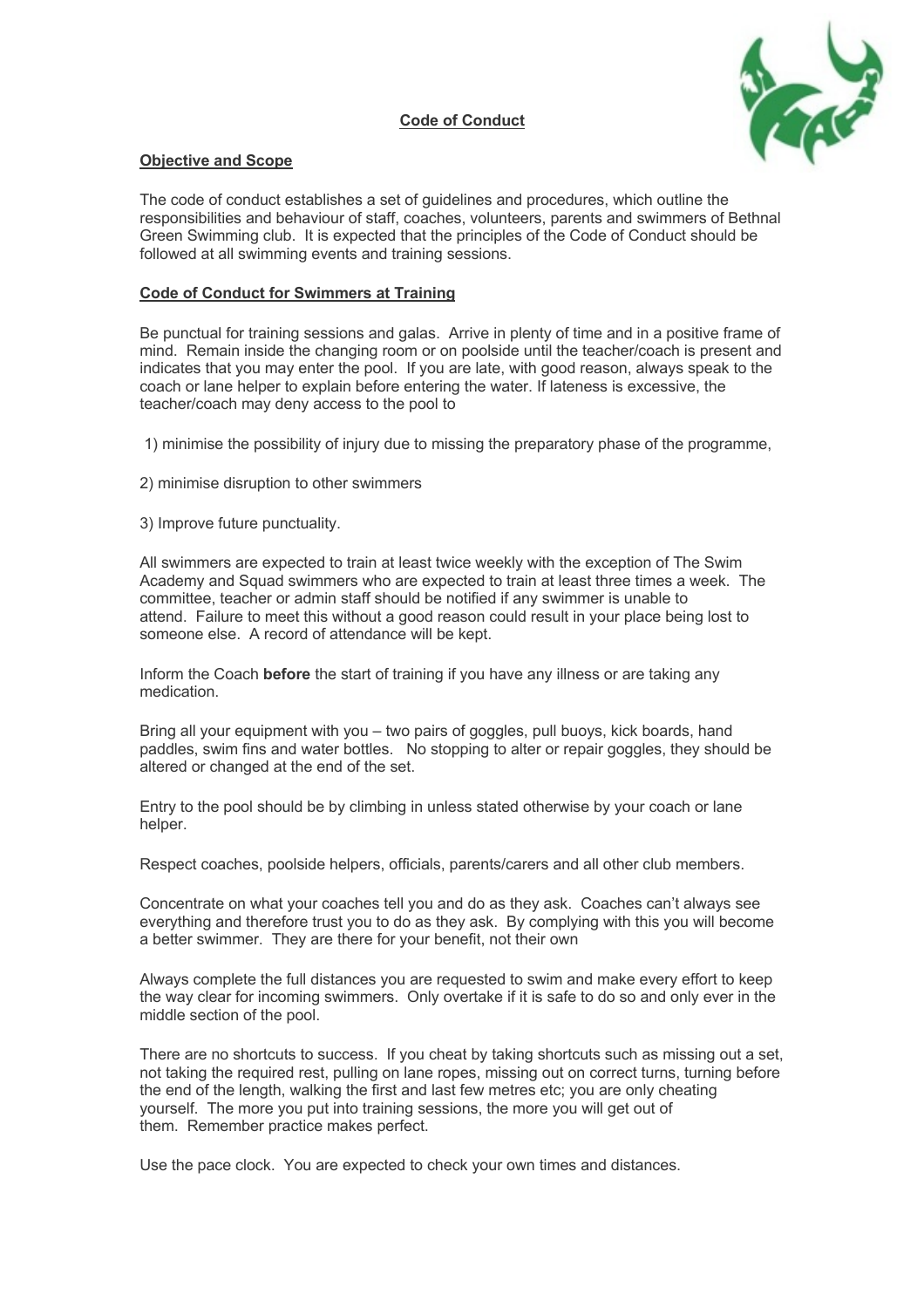# Code of Conduct

## Objective and Scope

The code of conduct establishes a set of guidelines and procedures, which outline the responsibilities and behaviour of staff, coaches, volunteers, parents and swimmers of Bethnal Green Swimming club. It is expected that the principles of the Code of Conduct should be followed at all swimming events and training sessions.

## Code of Conduct for Swimmers at Training

Be punctual for training sessions and galas. Arrive in plenty of time and in a positive frame of mind. Remain inside the changing room or on poolside until the teacher/coach is present and indicates that you may enter the pool. If you are late, with good reason, always speak to the coach or lane helper to explain before entering the water. If lateness is excessive, the teacher/coach may deny access to the pool to

1) minimise the possibility of injury due to missing the preparatory phase of the programme,

2) minimise disruption to other swimmers

3) Improve future punctuality.

All swimmers are expected to train at least twice weekly with the exception of The Swim Academy and Squad swimmers who are expected to train at least three times a week. The committee, teacher or admin staff should be notified if any swimmer is unable to attend. Failure to meet this without a good reason could result in your place being lost to someone else. A record of attendance will be kept.

Inform the Coach **before** the start of training if you have any illness or are taking any medication.

Bring all your equipment with you – two pairs of goggles, pull buoys, kick boards, hand paddles, swim fins and water bottles. No stopping to alter or repair goggles, they should be altered or changed at the end of the set.

Entry to the pool should be by climbing in unless stated otherwise by your coach or lane helper.

Respect coaches, poolside helpers, officials, parents/carers and all other club members.

Concentrate on what your coaches tell you and do as they ask. Coaches can't always see everything and therefore trust you to do as they ask. By complying with this you will become a better swimmer. They are there for your benefit, not their own

Always complete the full distances you are requested to swim and make every effort to keep the way clear for incoming swimmers. Only overtake if it is safe to do so and only ever in the middle section of the pool.

There are no shortcuts to success. If you cheat by taking shortcuts such as missing out a set, not taking the required rest, pulling on lane ropes, missing out on correct turns, turning before the end of the length, walking the first and last few metres etc; you are only cheating yourself. The more you put into training sessions, the more you will get out of them. Remember practice makes perfect.

Use the pace clock. You are expected to check your own times and distances.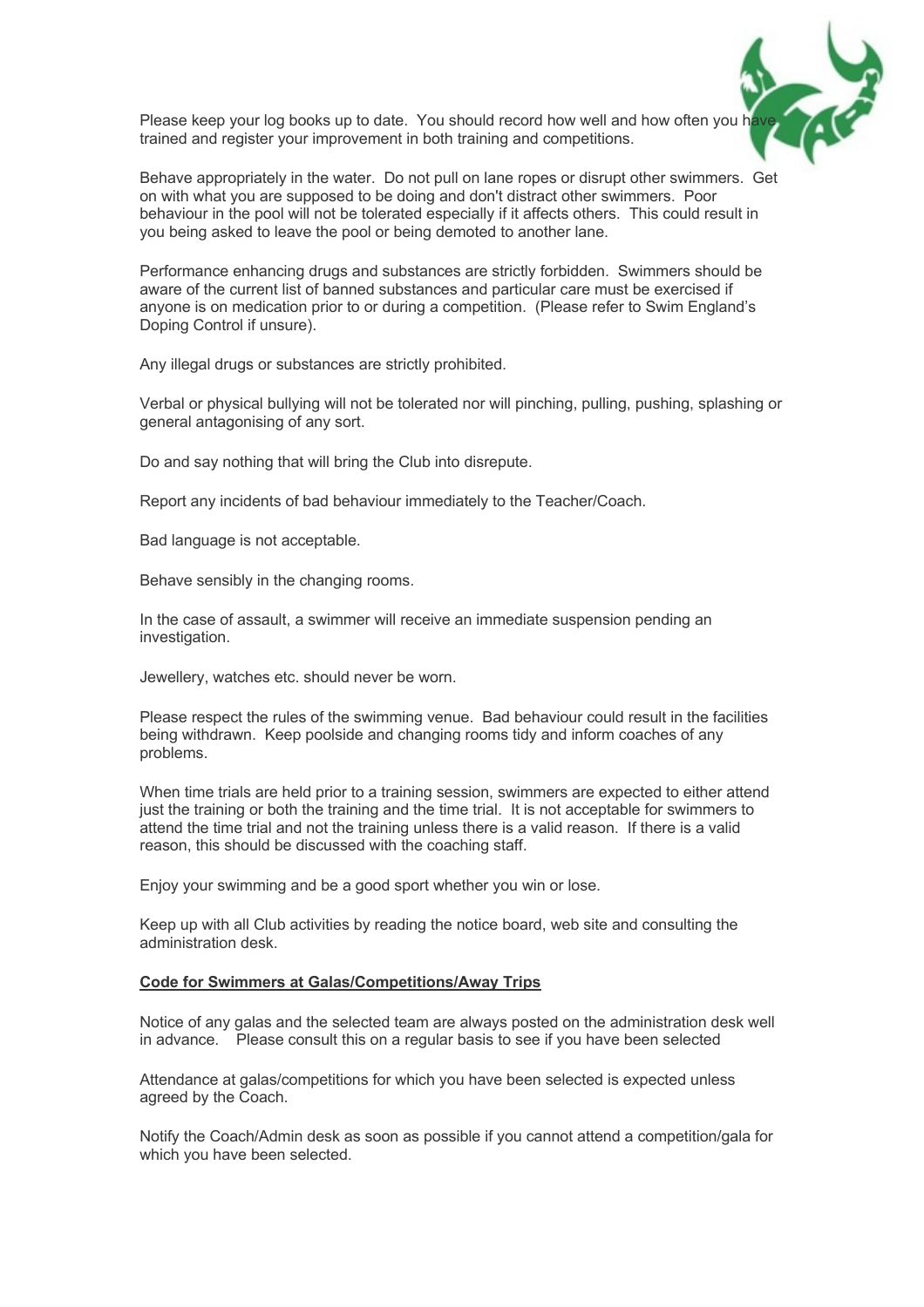Please keep your log books up to date. You should record how well and how often you have trained and register your improvement in both training and competitions.

Behave appropriately in the water. Do not pull on lane ropes or disrupt other swimmers. Get on with what you are supposed to be doing and don't distract other swimmers. Poor behaviour in the pool will not be tolerated especially if it affects others. This could result in you being asked to leave the pool or being demoted to another lane.

Performance enhancing drugs and substances are strictly forbidden. Swimmers should be aware of the current list of banned substances and particular care must be exercised if anyone is on medication prior to or during a competition. (Please refer to Swim England's Doping Control if unsure).

Any illegal drugs or substances are strictly prohibited.

Verbal or physical bullying will not be tolerated nor will pinching, pulling, pushing, splashing or general antagonising of any sort.

Do and say nothing that will bring the Club into disrepute.

Report any incidents of bad behaviour immediately to the Teacher/Coach.

Bad language is not acceptable.

Behave sensibly in the changing rooms.

In the case of assault, a swimmer will receive an immediate suspension pending an investigation.

Jewellery, watches etc. should never be worn.

Please respect the rules of the swimming venue. Bad behaviour could result in the facilities being withdrawn. Keep poolside and changing rooms tidy and inform coaches of any problems.

When time trials are held prior to a training session, swimmers are expected to either attend just the training or both the training and the time trial. It is not acceptable for swimmers to attend the time trial and not the training unless there is a valid reason. If there is a valid reason, this should be discussed with the coaching staff.

Enjoy your swimming and be a good sport whether you win or lose.

Keep up with all Club activities by reading the notice board, web site and consulting the administration desk.

**Code for Swimmers at Galas/Competitions/Away Trips**

Notice of any galas and the selected team are always posted on the administration desk well in advance. Please consult this on a regular basis to see if you have been selected

Attendance at galas/competitions for which you have been selected is expected unless agreed by the Coach.

Notify the Coach/Admin desk as soon as possible if you cannot attend a competition/gala for which you have been selected.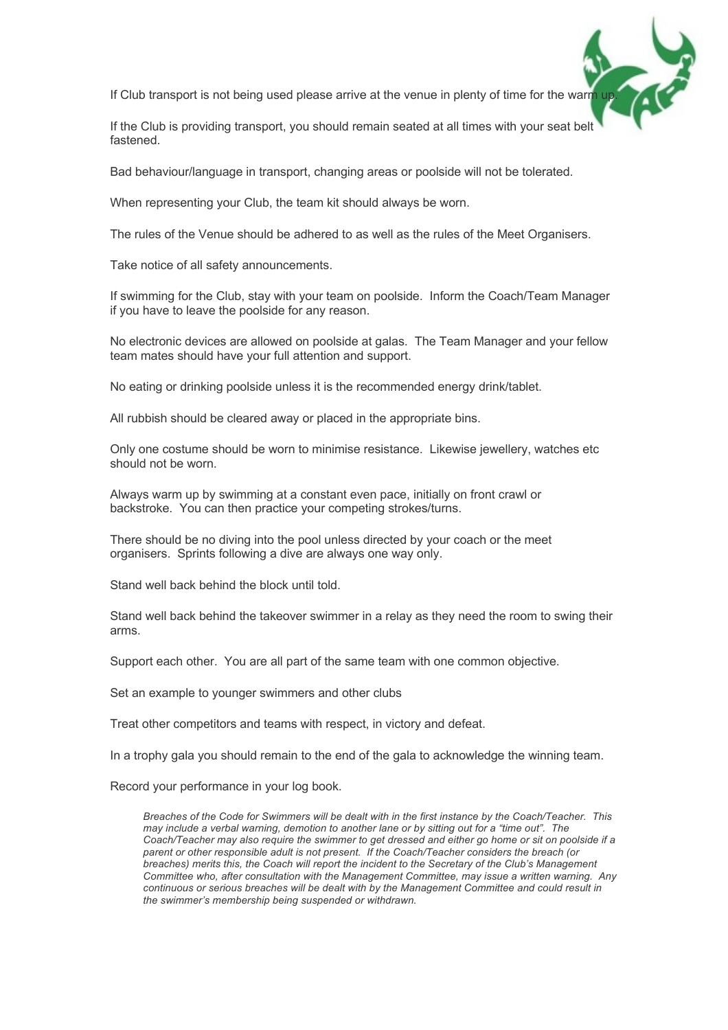If Club transport is not being used please arrive at the venue in plenty of time for the warm up.

If the Club is providing transport, you should remain seated at all times with your seat belt fastened.

Bad behaviour/language in transport, changing areas or poolside will not be tolerated.

When representing your Club, the team kit should always be worn.

The rules of the Venue should be adhered to as well as the rules of the Meet Organisers.

Take notice of all safety announcements.

If swimming for the Club, stay with your team on poolside. Inform the Coach/Team Manager if you have to leave the poolside for any reason.

No electronic devices are allowed on poolside at galas. The Team Manager and your fellow team mates should have your full attention and support.

No eating or drinking poolside unless it is the recommended energy drink/tablet.

All rubbish should be cleared away or placed in the appropriate bins.

Only one costume should be worn to minimise resistance. Likewise jewellery, watches etc should not be worn.

Always warm up by swimming at a constant even pace, initially on front crawl or backstroke. You can then practice your competing strokes/turns.

There should be no diving into the pool unless directed by your coach or the meet organisers. Sprints following a dive are always one way only.

Stand well back behind the block until told.

Stand well back behind the takeover swimmer in a relay as they need the room to swing their arms.

Support each other. You are all part of the same team with one common objective.

Set an example to younger swimmers and other clubs

Treat other competitors and teams with respect, in victory and defeat.

In a trophy gala you should remain to the end of the gala to acknowledge the winning team.

Record your performance in your log book.

*Breaches of the Code for Swimmers will be dealt with in the first instance by the Coach/Teacher. This may include a verbal warning, demotion to another lane or by sitting out for a "time out". The Coach/Teacher may also require the swimmer to get dressed and either go home or sit on poolside if a parent or other responsible adult is not present. If the Coach/Teacher considers the breach (or breaches) merits this, the Coach will report the incident to the Secretary of the Club's Management Committee who, after consultation with the Management Committee, may issue a written warning. Any continuous or serious breaches will be dealt with by the Management Committee and could result in the swimmer's membership being suspended or withdrawn.*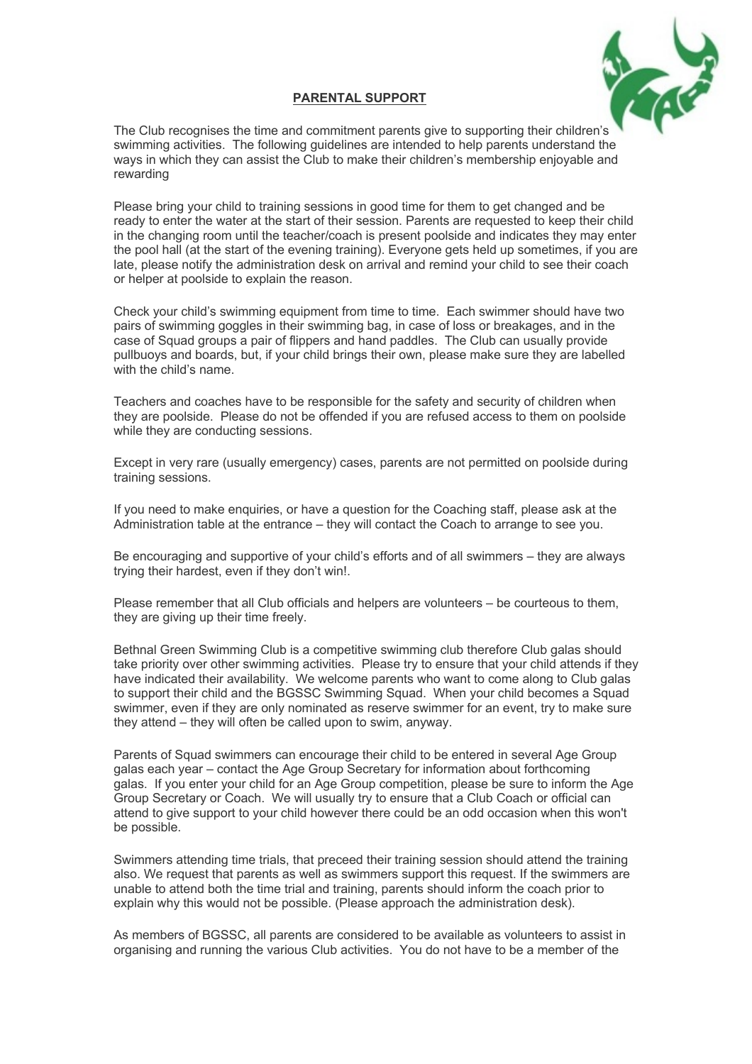## PARENTAL SUPPORT

The Club recognises the time and commitment parents give to supporting their children's swimming activities. The following guidelines are intended to help parents understand the ways in which they can assist the Club to make their children's membership enjoyable and rewarding

Please bring your child to training sessions in good time for them to get changed and be ready to enter the water at the start of their session. Parents are requested to keep their child in the changing room until the teacher/coach is present poolside and indicates they may enter the pool hall (at the start of the evening training). Everyone gets held up sometimes, if you are late, please notify the administration desk on arrival and remind your child to see their coach or helper at poolside to explain the reason.

Check your child's swimming equipment from time to time. Each swimmer should have two pairs of swimming goggles in their swimming bag, in case of loss or breakages, and in the case of Squad groups a pair of flippers and hand paddles. The Club can usually provide pullbuoys and boards, but, if your child brings their own, please make sure they are labelled with the child's name.

Teachers and coaches have to be responsible for the safety and security of children when they are poolside. Please do not be offended if you are refused access to them on poolside while they are conducting sessions.

Except in very rare (usually emergency) cases, parents are not permitted on poolside during training sessions.

If you need to make enquiries, or have a question for the Coaching staff, please ask at the Administration table at the entrance – they will contact the Coach to arrange to see you.

Be encouraging and supportive of your child's efforts and of all swimmers – they are always trying their hardest, even if they don't win!.

Please remember that all Club officials and helpers are volunteers – be courteous to them, they are giving up their time freely.

Bethnal Green Swimming Club is a competitive swimming club therefore Club galas should take priority over other swimming activities. Please try to ensure that your child attends if they have indicated their availability. We welcome parents who want to come along to Club galas to support their child and the BGSSC Swimming Squad. When your child becomes a Squad swimmer, even if they are only nominated as reserve swimmer for an event, try to make sure they attend – they will often be called upon to swim, anyway.

Parents of Squad swimmers can encourage their child to be entered in several Age Group galas each year – contact the Age Group Secretary for information about forthcoming galas. If you enter your child for an Age Group competition, please be sure to inform the Age Group Secretary or Coach. We will usually try to ensure that a Club Coach or official can attend to give support to your child however there could be an odd occasion when this won't be possible.

Swimmers attending time trials, that preceed their training session should attend the training also. We request that parents as well as swimmers support this request. If the swimmers are unable to attend both the time trial and training, parents should inform the coach prior to explain why this would not be possible. (Please approach the administration desk).

As members of BGSSC, all parents are considered to be available as volunteers to assist in organising and running the various Club activities. You do not have to be a member of the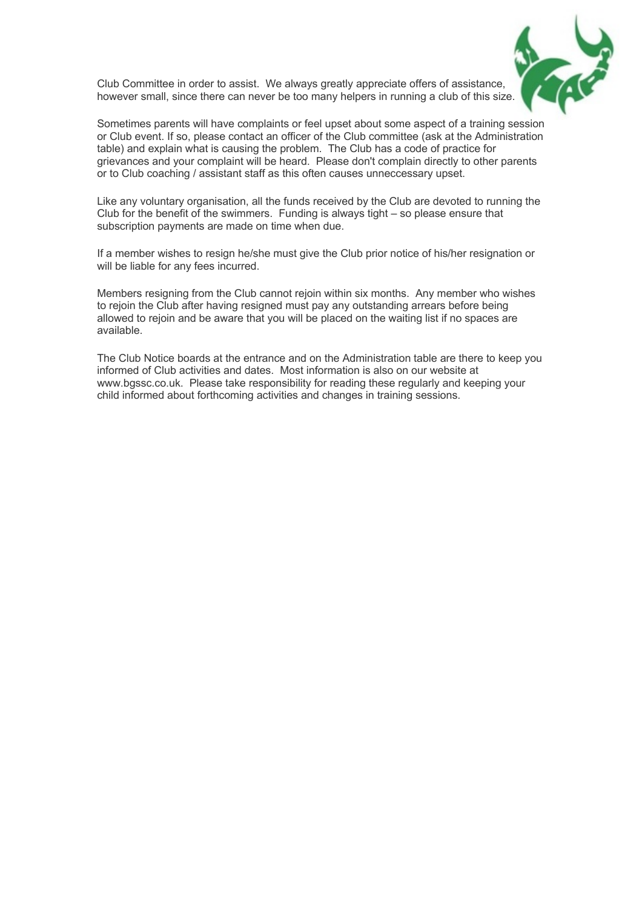Club Committee in order to assist. We always greatly appreciate offers of assistance, however small, since there can never be too many helpers in running a club of this size.

Sometimes parents will have complaints or feel upset about some aspect of a training session or Club event. If so, please contact an officer of the Club committee (ask at the Administration table) and explain what is causing the problem. The Club has a code of practice for grievances and your complaint will be heard. Please don't complain directly to other parents or to Club coaching / assistant staff as this often causes unneccessary upset.

Like any voluntary organisation, all the funds received by the Club are devoted to running the Club for the benefit of the swimmers. Funding is always tight – so please ensure that subscription payments are made on time when due.

If a member wishes to resign he/she must give the Club prior notice of his/her resignation or will be liable for any fees incurred.

Members resigning from the Club cannot rejoin within six months. Any member who wishes to rejoin the Club after having resigned must pay any outstanding arrears before being allowed to rejoin and be aware that you will be placed on the waiting list if no spaces are available.

The Club Notice boards at the entrance and on the Administration table are there to keep you informed of Club activities and dates. Most information is also on our website at www.bgssc.co.uk. Please take responsibility for reading these regularly and keeping your child informed about forthcoming activities and changes in training sessions.